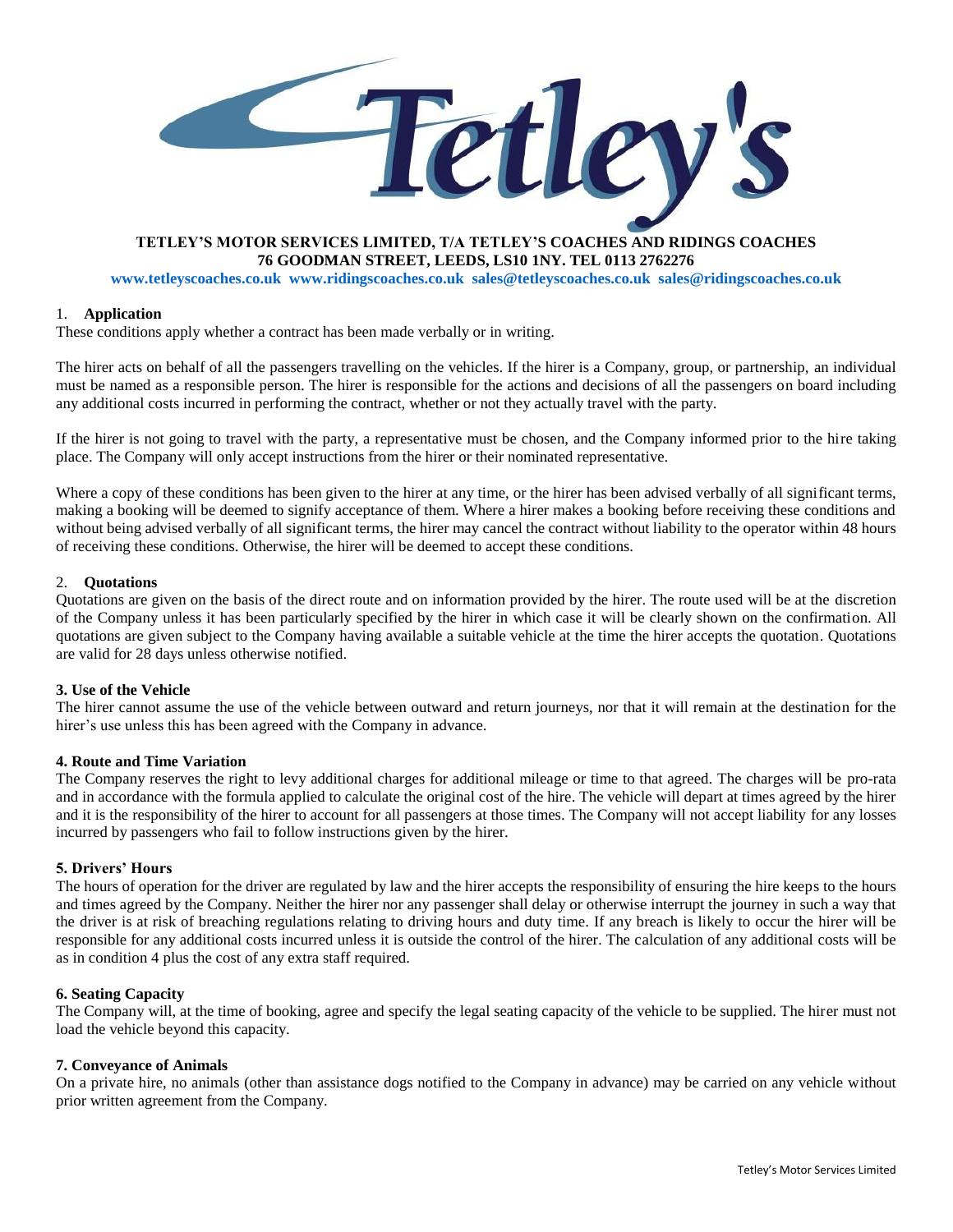**TETLEY'S MOTOR SERVICES LIMITED, T/A TETLEY'S COACHES AND RIDINGS COACHES**
**76 GOODMAN STREET, LEEDS, LS10 1NY. TEL 0113 2762276**
**www.tetleyscoaches.co.uk www.ridingscoaches.co.uk sales@tetleyscoaches.co.uk sales@ridingscoaches.co.uk**

## 1. Application

These conditions apply whether a contract has been made verbally or in writing.

The hirer acts on behalf of all the passengers travelling on the vehicles. If the hirer is a Company, group, or partnership, an individual must be named as a responsible person. The hirer is responsible for the actions and decisions of all the passengers on board including any additional costs incurred in performing the contract, whether or not they actually travel with the party.

If the hirer is not going to travel with the party, a representative must be chosen, and the Company informed prior to the hire taking place. The Company will only accept instructions from the hirer or their nominated representative.

Where a copy of these conditions has been given to the hirer at any time, or the hirer has been advised verbally of all significant terms, making a booking will be deemed to signify acceptance of them. Where a hirer makes a booking before receiving these conditions and without being advised verbally of all significant terms, the hirer may cancel the contract without liability to the operator within 48 hours of receiving these conditions. Otherwise, the hirer will be deemed to accept these conditions.

## 2. Quotations

Quotations are given on the basis of the direct route and on information provided by the hirer. The route used will be at the discretion of the Company unless it has been particularly specified by the hirer in which case it will be clearly shown on the confirmation. All quotations are given subject to the Company having available a suitable vehicle at the time the hirer accepts the quotation. Quotations are valid for 28 days unless otherwise notified.

## 3. Use of the Vehicle

The hirer cannot assume the use of the vehicle between outward and return journeys, nor that it will remain at the destination for the hirer's use unless this has been agreed with the Company in advance.

## 4. Route and Time Variation

The Company reserves the right to levy additional charges for additional mileage or time to that agreed. The charges will be pro-rata and in accordance with the formula applied to calculate the original cost of the hire. The vehicle will depart at times agreed by the hirer and it is the responsibility of the hirer to account for all passengers at those times. The Company will not accept liability for any losses incurred by passengers who fail to follow instructions given by the hirer.

## 5. Drivers' Hours

The hours of operation for the driver are regulated by law and the hirer accepts the responsibility of ensuring the hire keeps to the hours and times agreed by the Company. Neither the hirer nor any passenger shall delay or otherwise interrupt the journey in such a way that the driver is at risk of breaching regulations relating to driving hours and duty time. If any breach is likely to occur the hirer will be responsible for any additional costs incurred unless it is outside the control of the hirer. The calculation of any additional costs will be as in condition 4 plus the cost of any extra staff required.

## 6. Seating Capacity

The Company will, at the time of booking, agree and specify the legal seating capacity of the vehicle to be supplied. The hirer must not load the vehicle beyond this capacity.

## 7. Conveyance of Animals

On a private hire, no animals (other than assistance dogs notified to the Company in advance) may be carried on any vehicle without prior written agreement from the Company.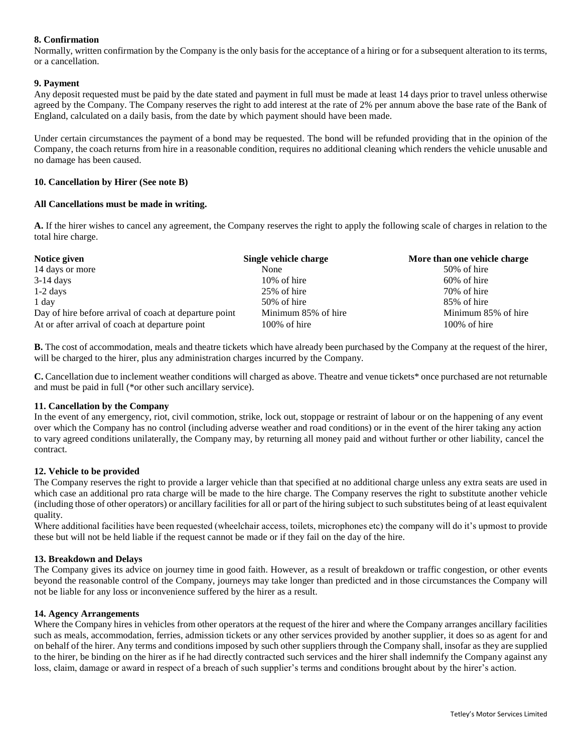**8. Confirmation**

Normally, written confirmation by the Company is the only basis for the acceptance of a hiring or for a subsequent alteration to its terms, or a cancellation.

**9. Payment**

Any deposit requested must be paid by the date stated and payment in full must be made at least 14 days prior to travel unless otherwise agreed by the Company. The Company reserves the right to add interest at the rate of 2% per annum above the base rate of the Bank of England, calculated on a daily basis, from the date by which payment should have been made.

Under certain circumstances the payment of a bond may be requested. The bond will be refunded providing that in the opinion of the Company, the coach returns from hire in a reasonable condition, requires no additional cleaning which renders the vehicle unusable and no damage has been caused.

**10. Cancellation by Hirer (See note B)**

**All Cancellations must be made in writing.**

**A.** If the hirer wishes to cancel any agreement, the Company reserves the right to apply the following scale of charges in relation to the total hire charge.

| Notice given | Single vehicle charge | More than one vehicle charge |
|---|---|---|
| 14 days or more | None | 50% of hire |
| 3-14 days | 10% of hire | 60% of hire |
| 1-2 days | 25% of hire | 70% of hire |
| 1 day | 50% of hire | 85% of hire |
| Day of hire before arrival of coach at departure point | Minimum 85% of hire | Minimum 85% of hire |
| At or after arrival of coach at departure point | 100% of hire | 100% of hire |

**B.** The cost of accommodation, meals and theatre tickets which have already been purchased by the Company at the request of the hirer, will be charged to the hirer, plus any administration charges incurred by the Company.

**C.** Cancellation due to inclement weather conditions will charged as above. Theatre and venue tickets* once purchased are not returnable and must be paid in full (*or other such ancillary service).

**11. Cancellation by the Company**

In the event of any emergency, riot, civil commotion, strike, lock out, stoppage or restraint of labour or on the happening of any event over which the Company has no control (including adverse weather and road conditions) or in the event of the hirer taking any action to vary agreed conditions unilaterally, the Company may, by returning all money paid and without further or other liability, cancel the contract.

**12. Vehicle to be provided**

The Company reserves the right to provide a larger vehicle than that specified at no additional charge unless any extra seats are used in which case an additional pro rata charge will be made to the hire charge. The Company reserves the right to substitute another vehicle (including those of other operators) or ancillary facilities for all or part of the hiring subject to such substitutes being of at least equivalent quality.

Where additional facilities have been requested (wheelchair access, toilets, microphones etc) the company will do it's upmost to provide these but will not be held liable if the request cannot be made or if they fail on the day of the hire.

**13. Breakdown and Delays**

The Company gives its advice on journey time in good faith. However, as a result of breakdown or traffic congestion, or other events beyond the reasonable control of the Company, journeys may take longer than predicted and in those circumstances the Company will not be liable for any loss or inconvenience suffered by the hirer as a result.

**14. Agency Arrangements**

Where the Company hires in vehicles from other operators at the request of the hirer and where the Company arranges ancillary facilities such as meals, accommodation, ferries, admission tickets or any other services provided by another supplier, it does so as agent for and on behalf of the hirer. Any terms and conditions imposed by such other suppliers through the Company shall, insofar as they are supplied to the hirer, be binding on the hirer as if he had directly contracted such services and the hirer shall indemnify the Company against any loss, claim, damage or award in respect of a breach of such supplier's terms and conditions brought about by the hirer's action.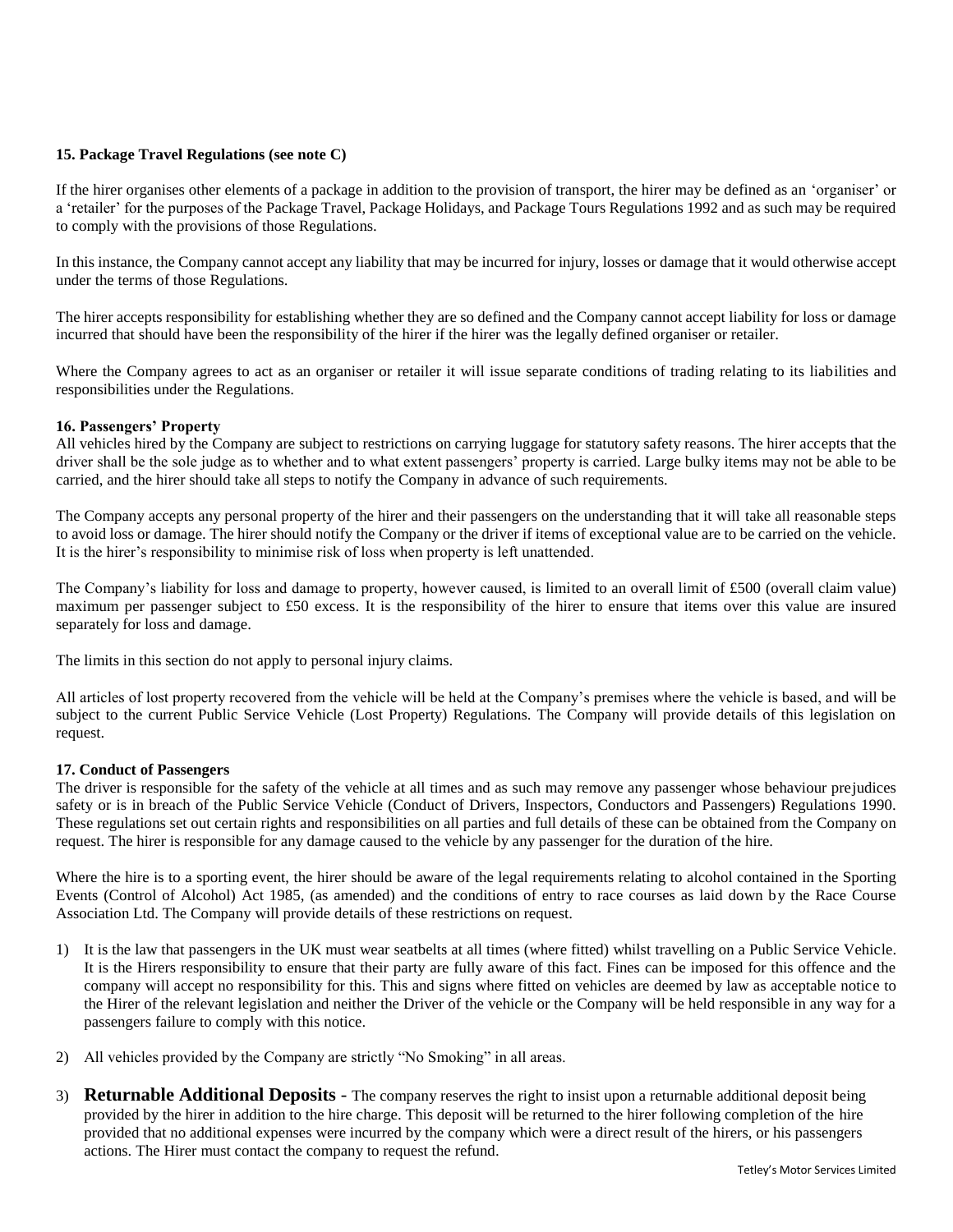**15. Package Travel Regulations (see note C)**

If the hirer organises other elements of a package in addition to the provision of transport, the hirer may be defined as an 'organiser' or a 'retailer' for the purposes of the Package Travel, Package Holidays, and Package Tours Regulations 1992 and as such may be required to comply with the provisions of those Regulations.

In this instance, the Company cannot accept any liability that may be incurred for injury, losses or damage that it would otherwise accept under the terms of those Regulations.

The hirer accepts responsibility for establishing whether they are so defined and the Company cannot accept liability for loss or damage incurred that should have been the responsibility of the hirer if the hirer was the legally defined organiser or retailer.

Where the Company agrees to act as an organiser or retailer it will issue separate conditions of trading relating to its liabilities and responsibilities under the Regulations.

**16. Passengers' Property**

All vehicles hired by the Company are subject to restrictions on carrying luggage for statutory safety reasons. The hirer accepts that the driver shall be the sole judge as to whether and to what extent passengers' property is carried. Large bulky items may not be able to be carried, and the hirer should take all steps to notify the Company in advance of such requirements.

The Company accepts any personal property of the hirer and their passengers on the understanding that it will take all reasonable steps to avoid loss or damage. The hirer should notify the Company or the driver if items of exceptional value are to be carried on the vehicle. It is the hirer's responsibility to minimise risk of loss when property is left unattended.

The Company's liability for loss and damage to property, however caused, is limited to an overall limit of £500 (overall claim value) maximum per passenger subject to £50 excess. It is the responsibility of the hirer to ensure that items over this value are insured separately for loss and damage.

The limits in this section do not apply to personal injury claims.

All articles of lost property recovered from the vehicle will be held at the Company's premises where the vehicle is based, and will be subject to the current Public Service Vehicle (Lost Property) Regulations. The Company will provide details of this legislation on request.

**17. Conduct of Passengers**

The driver is responsible for the safety of the vehicle at all times and as such may remove any passenger whose behaviour prejudices safety or is in breach of the Public Service Vehicle (Conduct of Drivers, Inspectors, Conductors and Passengers) Regulations 1990. These regulations set out certain rights and responsibilities on all parties and full details of these can be obtained from the Company on request. The hirer is responsible for any damage caused to the vehicle by any passenger for the duration of the hire.

Where the hire is to a sporting event, the hirer should be aware of the legal requirements relating to alcohol contained in the Sporting Events (Control of Alcohol) Act 1985, (as amended) and the conditions of entry to race courses as laid down by the Race Course Association Ltd. The Company will provide details of these restrictions on request.

1) It is the law that passengers in the UK must wear seatbelts at all times (where fitted) whilst travelling on a Public Service Vehicle. It is the Hirers responsibility to ensure that their party are fully aware of this fact. Fines can be imposed for this offence and the company will accept no responsibility for this. This and signs where fitted on vehicles are deemed by law as acceptable notice to the Hirer of the relevant legislation and neither the Driver of the vehicle or the Company will be held responsible in any way for a passengers failure to comply with this notice.

2) All vehicles provided by the Company are strictly "No Smoking" in all areas.

3) **Returnable Additional Deposits** - The company reserves the right to insist upon a returnable additional deposit being provided by the hirer in addition to the hire charge. This deposit will be returned to the hirer following completion of the hire provided that no additional expenses were incurred by the company which were a direct result of the hirers, or his passengers actions. The Hirer must contact the company to request the refund.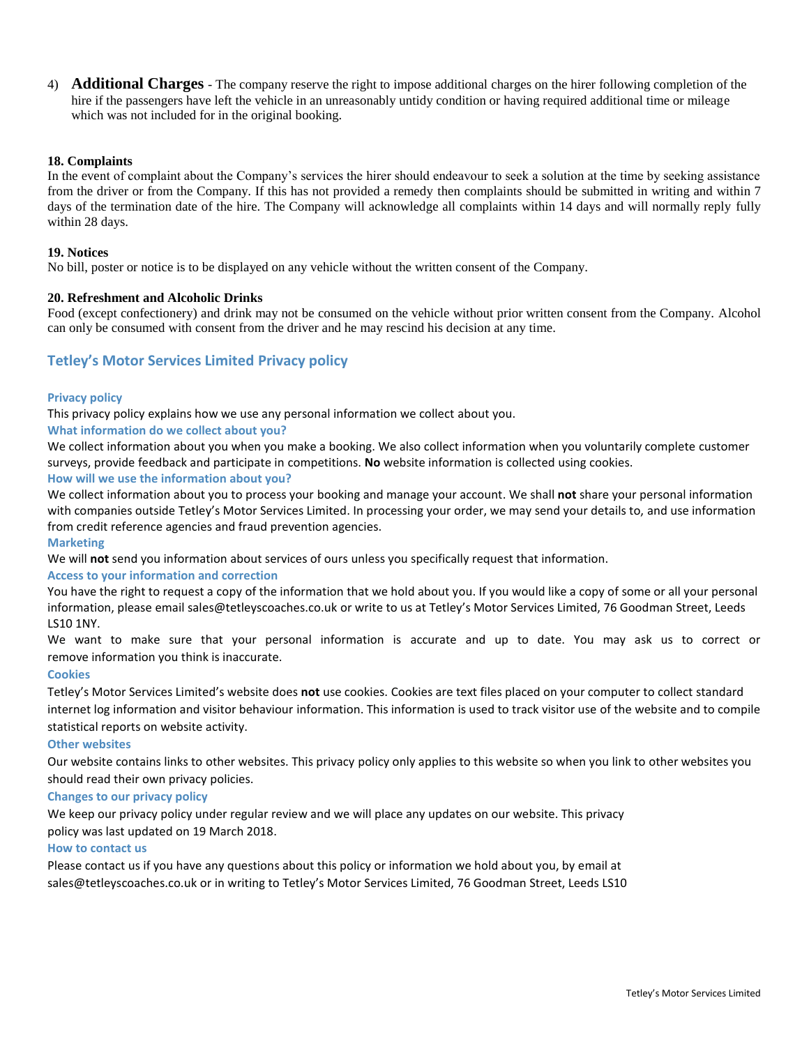4) **Additional Charges** - The company reserve the right to impose additional charges on the hirer following completion of the hire if the passengers have left the vehicle in an unreasonably untidy condition or having required additional time or mileage which was not included for in the original booking.

**18. Complaints**

In the event of complaint about the Company's services the hirer should endeavour to seek a solution at the time by seeking assistance from the driver or from the Company. If this has not provided a remedy then complaints should be submitted in writing and within 7 days of the termination date of the hire. The Company will acknowledge all complaints within 14 days and will normally reply fully within 28 days.

**19. Notices**

No bill, poster or notice is to be displayed on any vehicle without the written consent of the Company.

**20. Refreshment and Alcoholic Drinks**

Food (except confectionery) and drink may not be consumed on the vehicle without prior written consent from the Company. Alcohol can only be consumed with consent from the driver and he may rescind his decision at any time.

## Tetley's Motor Services Limited Privacy policy

### Privacy policy

This privacy policy explains how we use any personal information we collect about you.

### What information do we collect about you?

We collect information about you when you make a booking. We also collect information when you voluntarily complete customer surveys, provide feedback and participate in competitions. **No** website information is collected using cookies.

### How will we use the information about you?

We collect information about you to process your booking and manage your account. We shall **not** share your personal information with companies outside Tetley's Motor Services Limited. In processing your order, we may send your details to, and use information from credit reference agencies and fraud prevention agencies.

### Marketing

We will **not** send you information about services of ours unless you specifically request that information.

### Access to your information and correction

You have the right to request a copy of the information that we hold about you. If you would like a copy of some or all your personal information, please email sales@tetleyscoaches.co.uk or write to us at Tetley's Motor Services Limited, 76 Goodman Street, Leeds LS10 1NY.

We want to make sure that your personal information is accurate and up to date. You may ask us to correct or remove information you think is inaccurate.

### Cookies

Tetley's Motor Services Limited's website does **not** use cookies. Cookies are text files placed on your computer to collect standard internet log information and visitor behaviour information. This information is used to track visitor use of the website and to compile statistical reports on website activity.

### Other websites

Our website contains links to other websites. This privacy policy only applies to this website so when you link to other websites you should read their own privacy policies.

### Changes to our privacy policy

We keep our privacy policy under regular review and we will place any updates on our website. This privacy policy was last updated on 19 March 2018.

### How to contact us

Please contact us if you have any questions about this policy or information we hold about you, by email at sales@tetleyscoaches.co.uk or in writing to Tetley's Motor Services Limited, 76 Goodman Street, Leeds LS10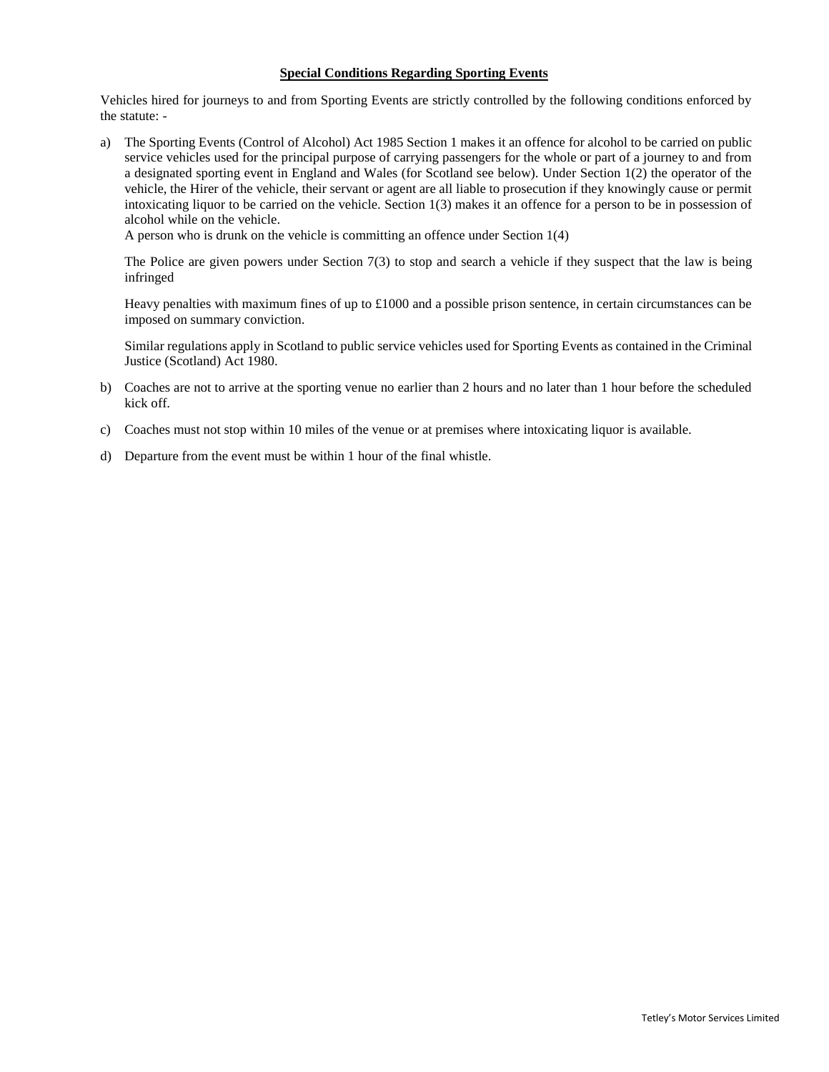**Special Conditions Regarding Sporting Events**

Vehicles hired for journeys to and from Sporting Events are strictly controlled by the following conditions enforced by the statute: -

a) The Sporting Events (Control of Alcohol) Act 1985 Section 1 makes it an offence for alcohol to be carried on public service vehicles used for the principal purpose of carrying passengers for the whole or part of a journey to and from a designated sporting event in England and Wales (for Scotland see below). Under Section 1(2) the operator of the vehicle, the Hirer of the vehicle, their servant or agent are all liable to prosecution if they knowingly cause or permit intoxicating liquor to be carried on the vehicle. Section 1(3) makes it an offence for a person to be in possession of alcohol while on the vehicle.
   A person who is drunk on the vehicle is committing an offence under Section 1(4)

   The Police are given powers under Section 7(3) to stop and search a vehicle if they suspect that the law is being infringed

   Heavy penalties with maximum fines of up to £1000 and a possible prison sentence, in certain circumstances can be imposed on summary conviction.

   Similar regulations apply in Scotland to public service vehicles used for Sporting Events as contained in the Criminal Justice (Scotland) Act 1980.

b) Coaches are not to arrive at the sporting venue no earlier than 2 hours and no later than 1 hour before the scheduled kick off.

c) Coaches must not stop within 10 miles of the venue or at premises where intoxicating liquor is available.

d) Departure from the event must be within 1 hour of the final whistle.